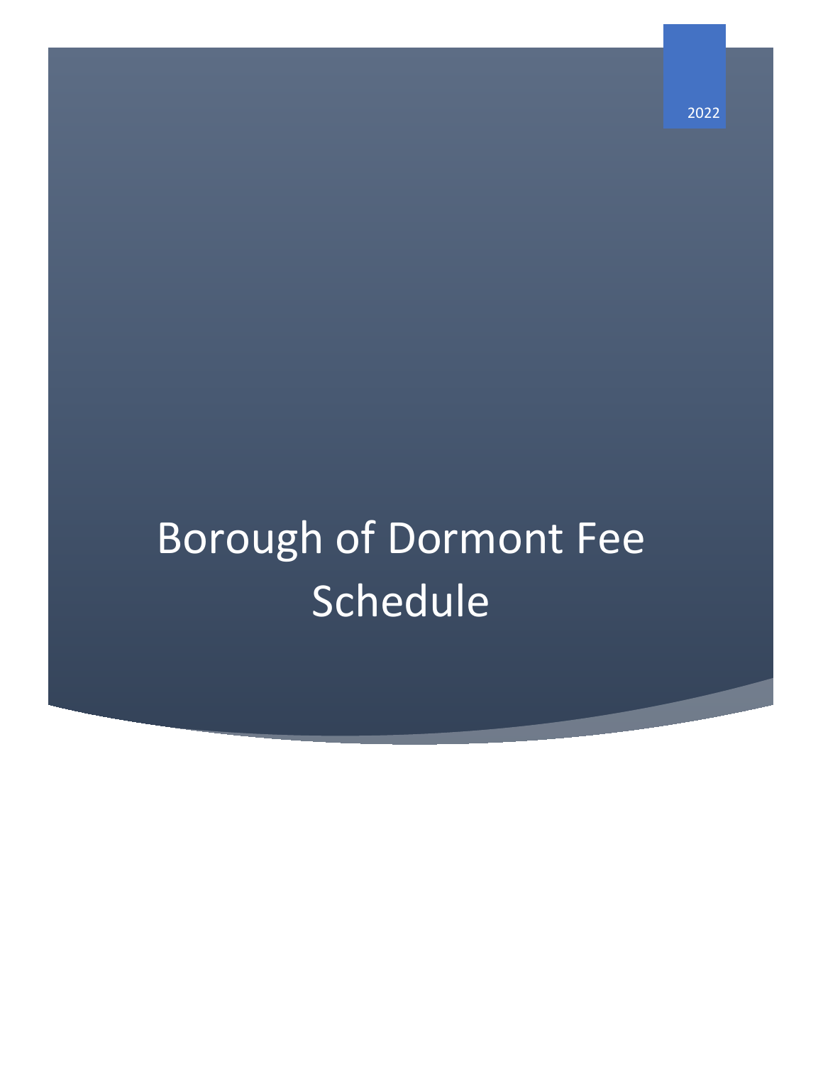2022

# Borough of Dormont Fee Schedule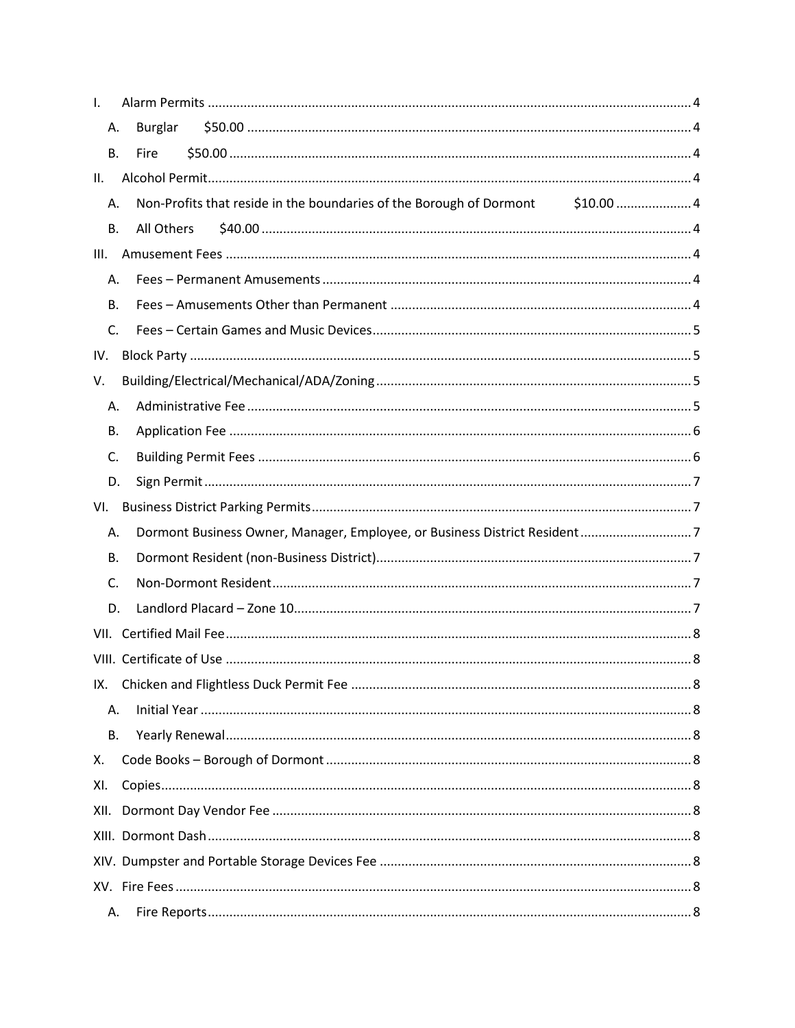- I. Alarm Permits ........ 4
  - A. Burglar $50.00 ........ 4
  - B. Fire $50.00 ........ 4
- II. Alcohol Permit ........ 4
  - A. Non-Profits that reside in the boundaries of the Borough of Dormont $10.00 ........ 4
  - B. All Others $40.00 ........ 4
- III. Amusement Fees ........ 4
  - A. Fees – Permanent Amusements ........ 4
  - B. Fees – Amusements Other than Permanent ........ 4
  - C. Fees – Certain Games and Music Devices ........ 5
- IV. Block Party ........ 5
- V. Building/Electrical/Mechanical/ADA/Zoning ........ 5
  - A. Administrative Fee ........ 5
  - B. Application Fee ........ 6
  - C. Building Permit Fees ........ 6
  - D. Sign Permit ........ 7
- VI. Business District Parking Permits ........ 7
  - A. Dormont Business Owner, Manager, Employee, or Business District Resident ........ 7
  - B. Dormont Resident (non-Business District) ........ 7
  - C. Non-Dormont Resident ........ 7
  - D. Landlord Placard – Zone 10 ........ 7
- VII. Certified Mail Fee ........ 8
- VIII. Certificate of Use ........ 8
- IX. Chicken and Flightless Duck Permit Fee ........ 8
  - A. Initial Year ........ 8
  - B. Yearly Renewal ........ 8
- X. Code Books – Borough of Dormont ........ 8
- XI. Copies ........ 8
- XII. Dormont Day Vendor Fee ........ 8
- XIII. Dormont Dash ........ 8
- XIV. Dumpster and Portable Storage Devices Fee ........ 8
- XV. Fire Fees ........ 8
  - A. Fire Reports ........ 8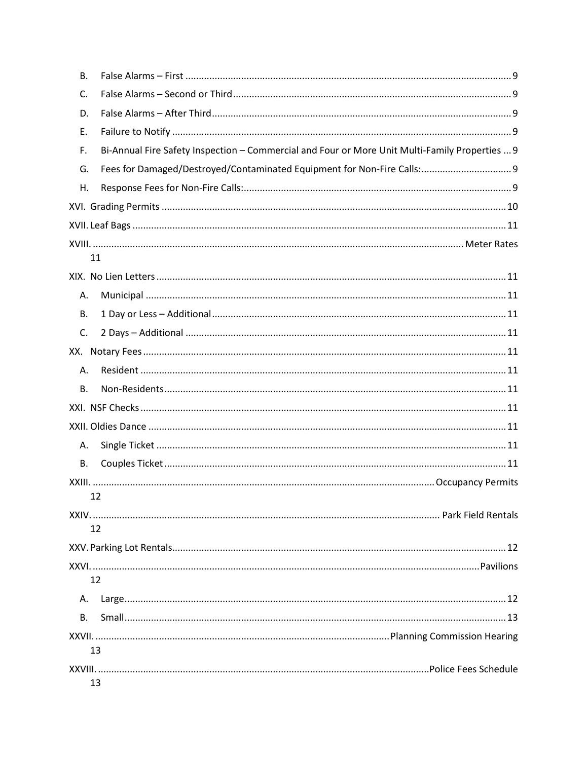- B. False Alarms – First .......... 9
- C. False Alarms – Second or Third .......... 9
- D. False Alarms – After Third .......... 9
- E. Failure to Notify .......... 9
- F. Bi-Annual Fire Safety Inspection – Commercial and Four or More Unit Multi-Family Properties .......... 9
- G. Fees for Damaged/Destroyed/Contaminated Equipment for Non-Fire Calls: .......... 9
- H. Response Fees for Non-Fire Calls: .......... 9

XVI. Grading Permits .......... 10

XVII. Leaf Bags .......... 11

XVIII. Meter Rates .......... 11

XIX. No Lien Letters .......... 11

- A. Municipal .......... 11
- B. 1 Day or Less – Additional .......... 11
- C. 2 Days – Additional .......... 11

XX. Notary Fees .......... 11

- A. Resident .......... 11
- B. Non-Residents .......... 11

XXI. NSF Checks .......... 11

XXII. Oldies Dance .......... 11

- A. Single Ticket .......... 11
- B. Couples Ticket .......... 11

XXIII. Occupancy Permits .......... 12

XXIV. Park Field Rentals .......... 12

XXV. Parking Lot Rentals .......... 12

XXVI. Pavilions .......... 12

- A. Large .......... 12
- B. Small .......... 13

XXVII. Planning Commission Hearing .......... 13

XXVIII. Police Fees Schedule .......... 13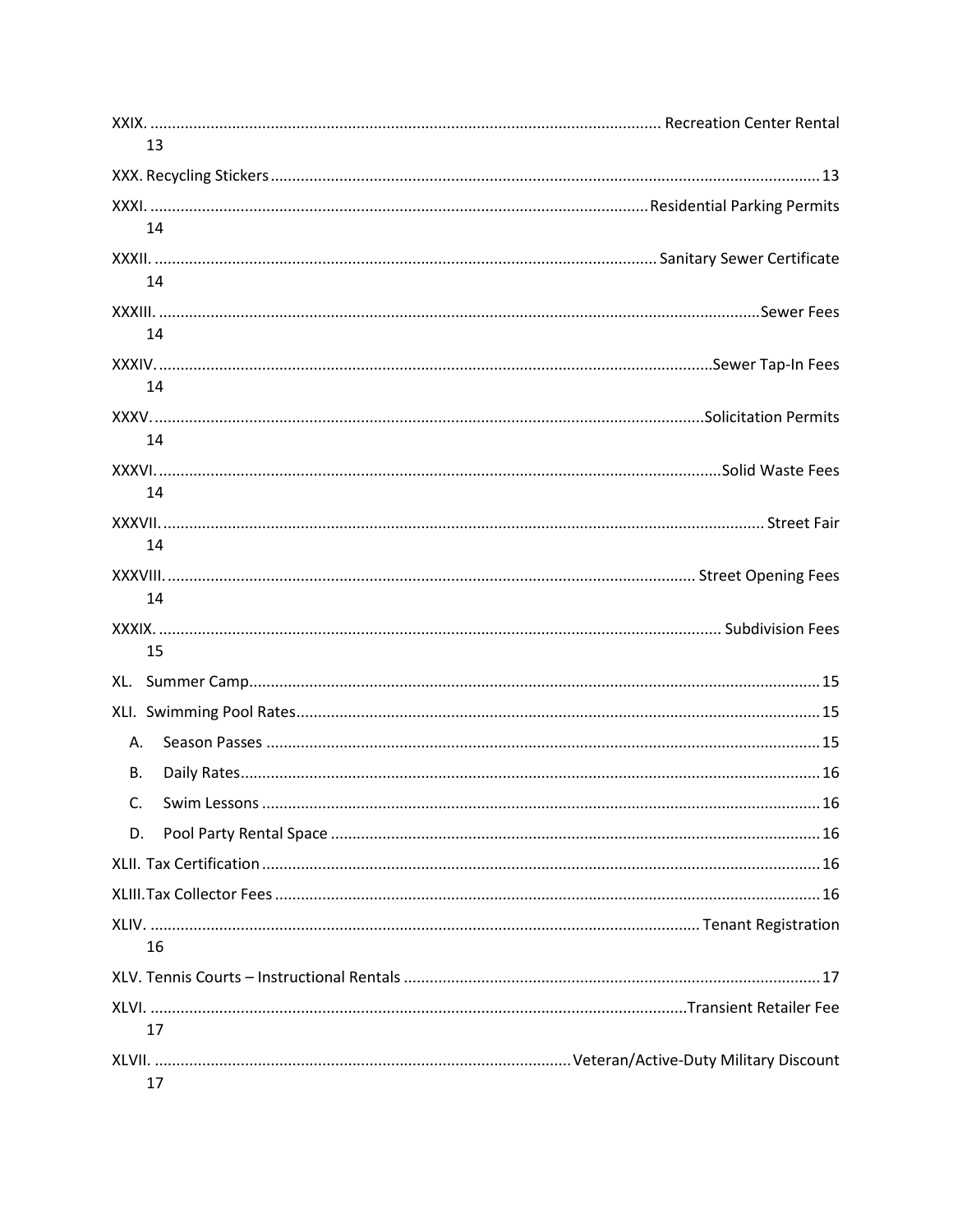XXIX. Recreation Center Rental 13

XXX. Recycling Stickers 13

XXXI. Residential Parking Permits 14

XXXII. Sanitary Sewer Certificate 14

XXXIII. Sewer Fees 14

XXXIV. Sewer Tap-In Fees 14

XXXV. Solicitation Permits 14

XXXVI. Solid Waste Fees 14

XXXVII. Street Fair 14

XXXVIII. Street Opening Fees 14

XXXIX. Subdivision Fees 15

XL. Summer Camp 15

XLI. Swimming Pool Rates 15

- A. Season Passes 15
- B. Daily Rates 16
- C. Swim Lessons 16
- D. Pool Party Rental Space 16

XLII. Tax Certification 16

XLIII. Tax Collector Fees 16

XLIV. Tenant Registration 16

XLV. Tennis Courts – Instructional Rentals 17

XLVI. Transient Retailer Fee 17

XLVII. Veteran/Active-Duty Military Discount 17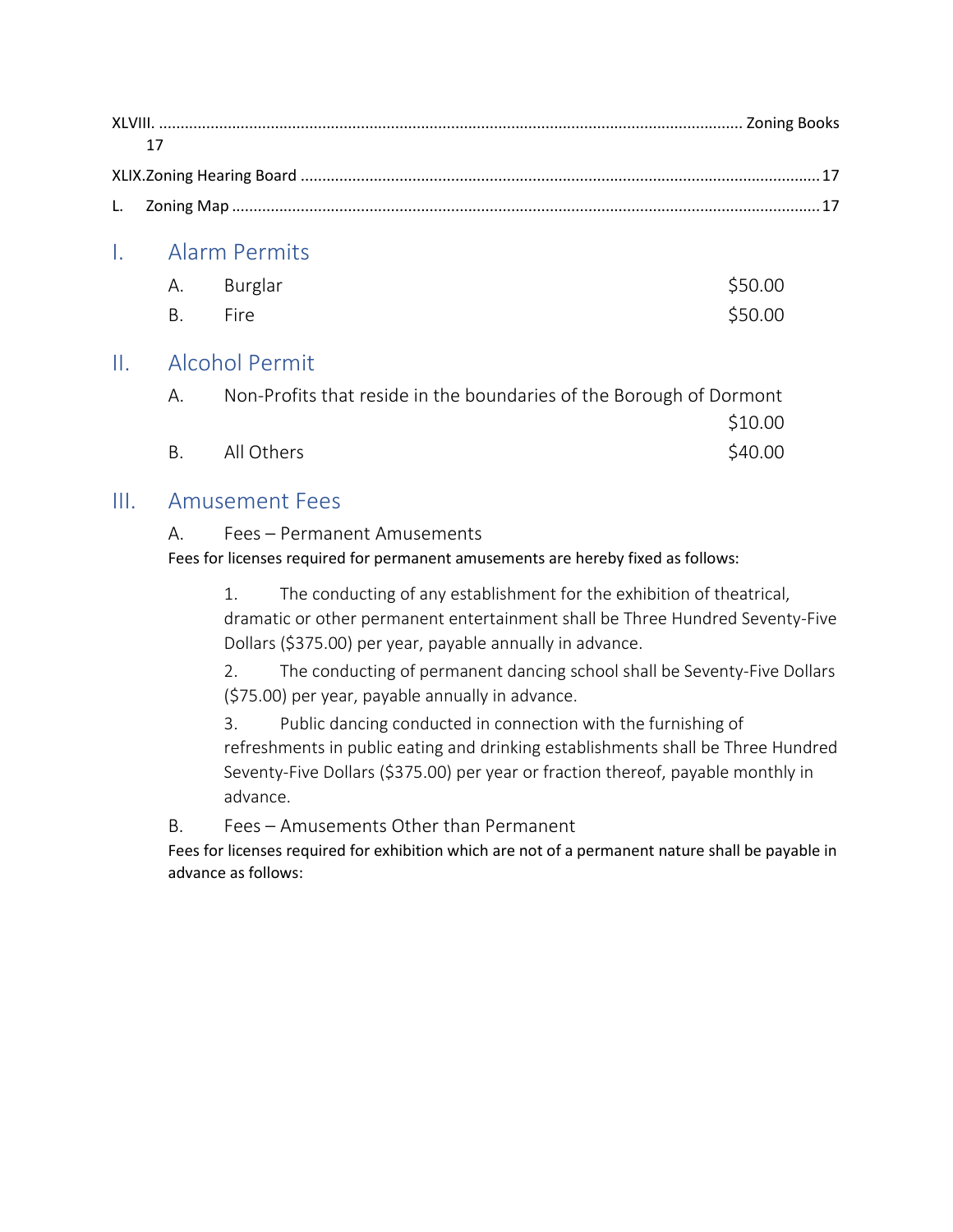XLVIII. ........................................................................................................................................ Zoning Books 17

XLIX. Zoning Hearing Board ........................................................................................................................ 17

L. Zoning Map ........................................................................................................................................ 17

# I. Alarm Permits

A. Burglar $50.00

B. Fire $50.00

# II. Alcohol Permit

A. Non-Profits that reside in the boundaries of the Borough of Dormont $10.00

B. All Others $40.00

# III. Amusement Fees

## A. Fees – Permanent Amusements

Fees for licenses required for permanent amusements are hereby fixed as follows:

1. The conducting of any establishment for the exhibition of theatrical, dramatic or other permanent entertainment shall be Three Hundred Seventy-Five Dollars ($375.00) per year, payable annually in advance.
2. The conducting of permanent dancing school shall be Seventy-Five Dollars ($75.00) per year, payable annually in advance.
3. Public dancing conducted in connection with the furnishing of refreshments in public eating and drinking establishments shall be Three Hundred Seventy-Five Dollars ($375.00) per year or fraction thereof, payable monthly in advance.

## B. Fees – Amusements Other than Permanent

Fees for licenses required for exhibition which are not of a permanent nature shall be payable in advance as follows: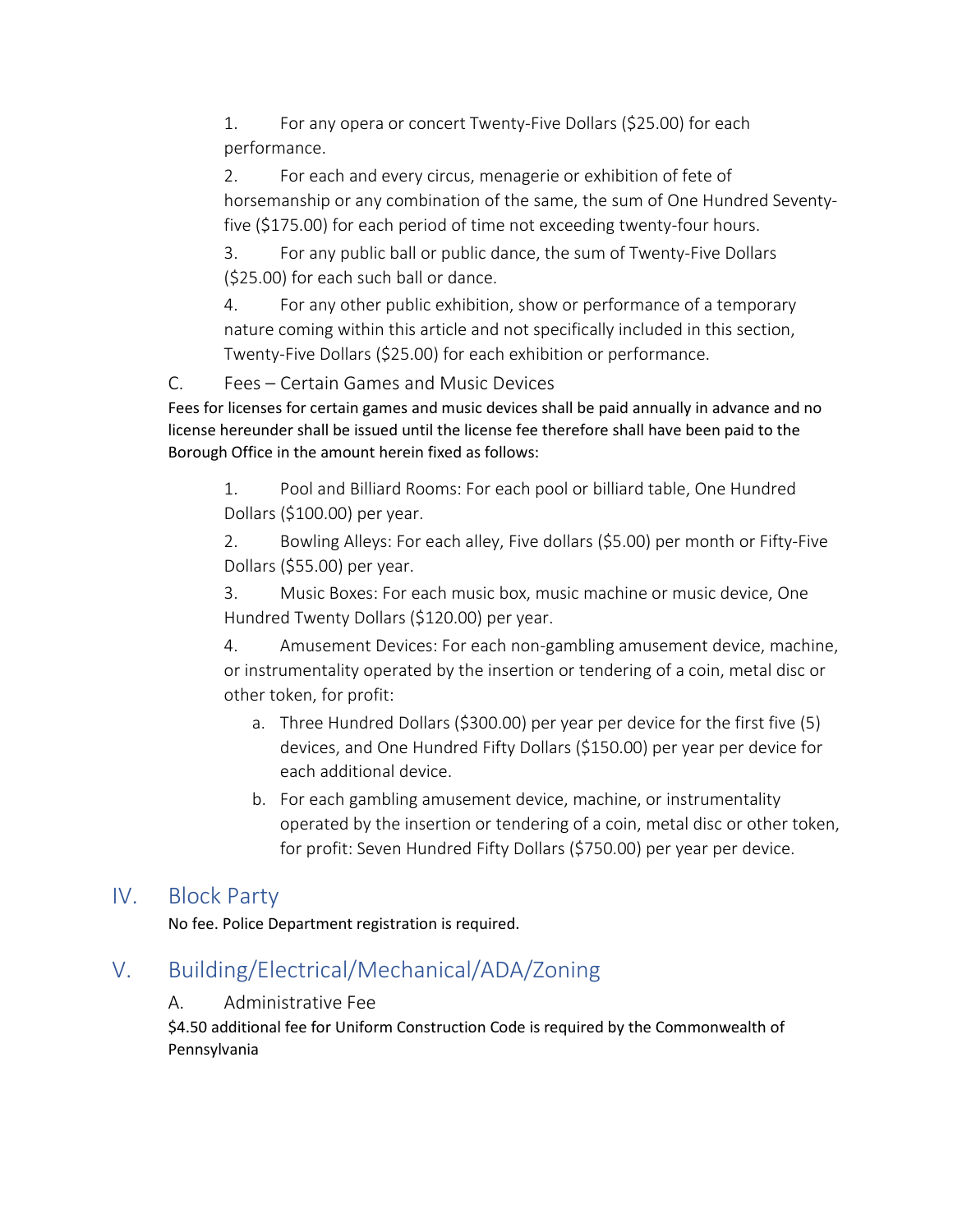1. For any opera or concert Twenty-Five Dollars ($25.00) for each performance.

2. For each and every circus, menagerie or exhibition of fete of horsemanship or any combination of the same, the sum of One Hundred Seventy-five ($175.00) for each period of time not exceeding twenty-four hours.

3. For any public ball or public dance, the sum of Twenty-Five Dollars ($25.00) for each such ball or dance.

4. For any other public exhibition, show or performance of a temporary nature coming within this article and not specifically included in this section, Twenty-Five Dollars ($25.00) for each exhibition or performance.

### C. Fees – Certain Games and Music Devices

Fees for licenses for certain games and music devices shall be paid annually in advance and no license hereunder shall be issued until the license fee therefore shall have been paid to the Borough Office in the amount herein fixed as follows:

1. Pool and Billiard Rooms: For each pool or billiard table, One Hundred Dollars ($100.00) per year.

2. Bowling Alleys: For each alley, Five dollars ($5.00) per month or Fifty-Five Dollars ($55.00) per year.

3. Music Boxes: For each music box, music machine or music device, One Hundred Twenty Dollars ($120.00) per year.

4. Amusement Devices: For each non-gambling amusement device, machine, or instrumentality operated by the insertion or tendering of a coin, metal disc or other token, for profit:
   a. Three Hundred Dollars ($300.00) per year per device for the first five (5) devices, and One Hundred Fifty Dollars ($150.00) per year per device for each additional device.
   b. For each gambling amusement device, machine, or instrumentality operated by the insertion or tendering of a coin, metal disc or other token, for profit: Seven Hundred Fifty Dollars ($750.00) per year per device.

## IV. Block Party

No fee. Police Department registration is required.

## V. Building/Electrical/Mechanical/ADA/Zoning

### A. Administrative Fee

$4.50 additional fee for Uniform Construction Code is required by the Commonwealth of Pennsylvania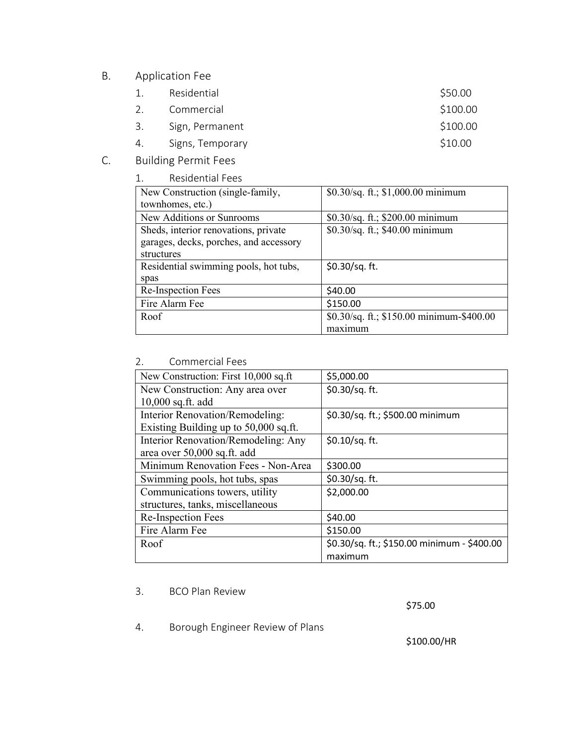B. Application Fee

1. Residential $50.00
2. Commercial $100.00
3. Sign, Permanent $100.00
4. Signs, Temporary $10.00

C. Building Permit Fees

1. Residential Fees

| New Construction (single-family, townhomes, etc.) | $0.30/sq. ft.; $1,000.00 minimum |
|---|---|
| New Additions or Sunrooms | $0.30/sq. ft.; $200.00 minimum |
| Sheds, interior renovations, private garages, decks, porches, and accessory structures | $0.30/sq. ft.; $40.00 minimum |
| Residential swimming pools, hot tubs, spas | $0.30/sq. ft. |
| Re-Inspection Fees | $40.00 |
| Fire Alarm Fee | $150.00 |
| Roof | $0.30/sq. ft.; $150.00 minimum-$400.00 maximum |

2. Commercial Fees

| New Construction: First 10,000 sq.ft | $5,000.00 |
|---|---|
| New Construction: Any area over 10,000 sq.ft. add | $0.30/sq. ft. |
| Interior Renovation/Remodeling: Existing Building up to 50,000 sq.ft. | $0.30/sq. ft.; $500.00 minimum |
| Interior Renovation/Remodeling: Any area over 50,000 sq.ft. add | $0.10/sq. ft. |
| Minimum Renovation Fees - Non-Area | $300.00 |
| Swimming pools, hot tubs, spas | $0.30/sq. ft. |
| Communications towers, utility structures, tanks, miscellaneous | $2,000.00 |
| Re-Inspection Fees | $40.00 |
| Fire Alarm Fee | $150.00 |
| Roof | $0.30/sq. ft.; $150.00 minimum - $400.00 maximum |

3. BCO Plan Review

$75.00

4. Borough Engineer Review of Plans

$100.00/HR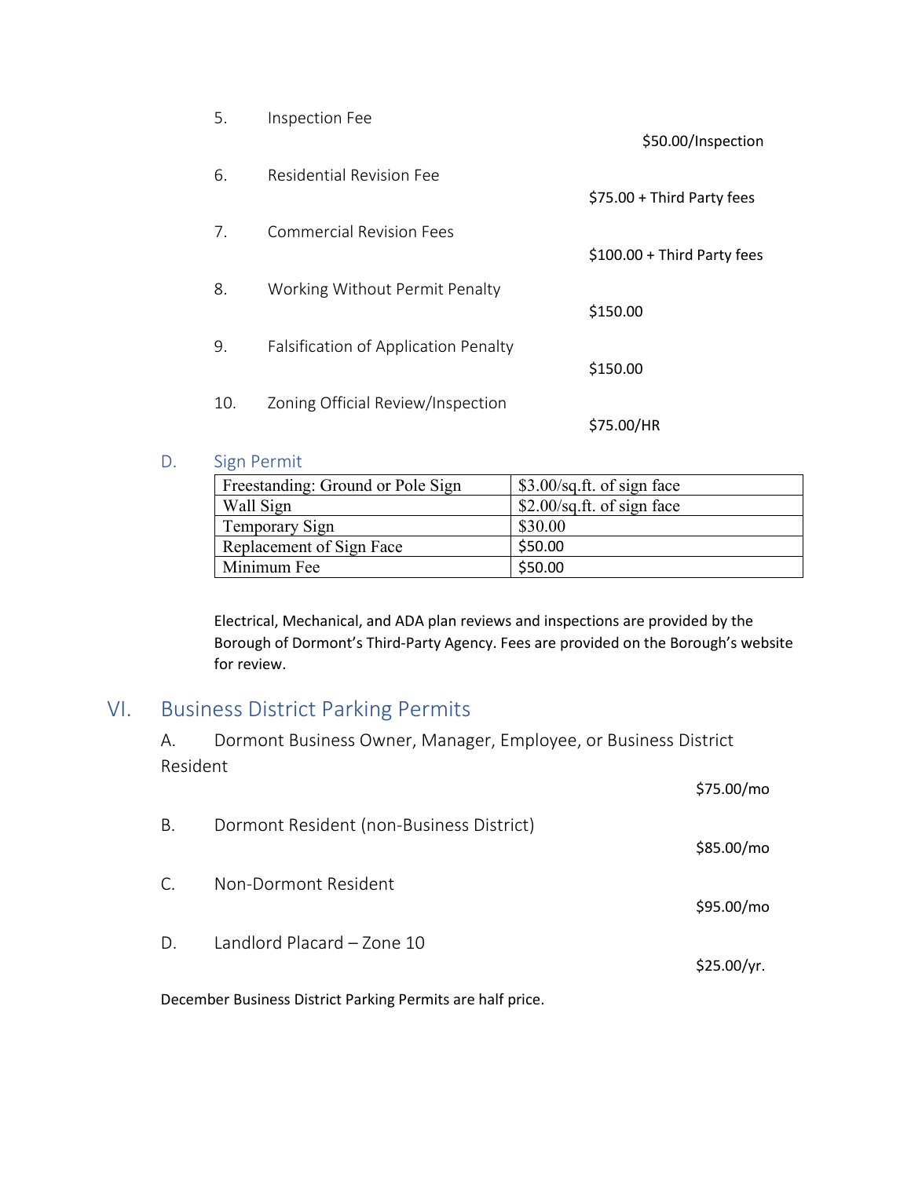5. Inspection Fee — $50.00/Inspection

6. Residential Revision Fee — $75.00 + Third Party fees

7. Commercial Revision Fees — $100.00 + Third Party fees

8. Working Without Permit Penalty — $150.00

9. Falsification of Application Penalty — $150.00

10. Zoning Official Review/Inspection — $75.00/HR

### D. Sign Permit

| Freestanding: Ground or Pole Sign | $3.00/sq.ft. of sign face |
|---|---|
| Wall Sign | $2.00/sq.ft. of sign face |
| Temporary Sign | $30.00 |
| Replacement of Sign Face | $50.00 |
| Minimum Fee | $50.00 |

Electrical, Mechanical, and ADA plan reviews and inspections are provided by the Borough of Dormont's Third-Party Agency. Fees are provided on the Borough's website for review.

## VI. Business District Parking Permits

A. Dormont Business Owner, Manager, Employee, or Business District Resident — $75.00/mo

B. Dormont Resident (non-Business District) — $85.00/mo

C. Non-Dormont Resident — $95.00/mo

D. Landlord Placard – Zone 10 — $25.00/yr.

December Business District Parking Permits are half price.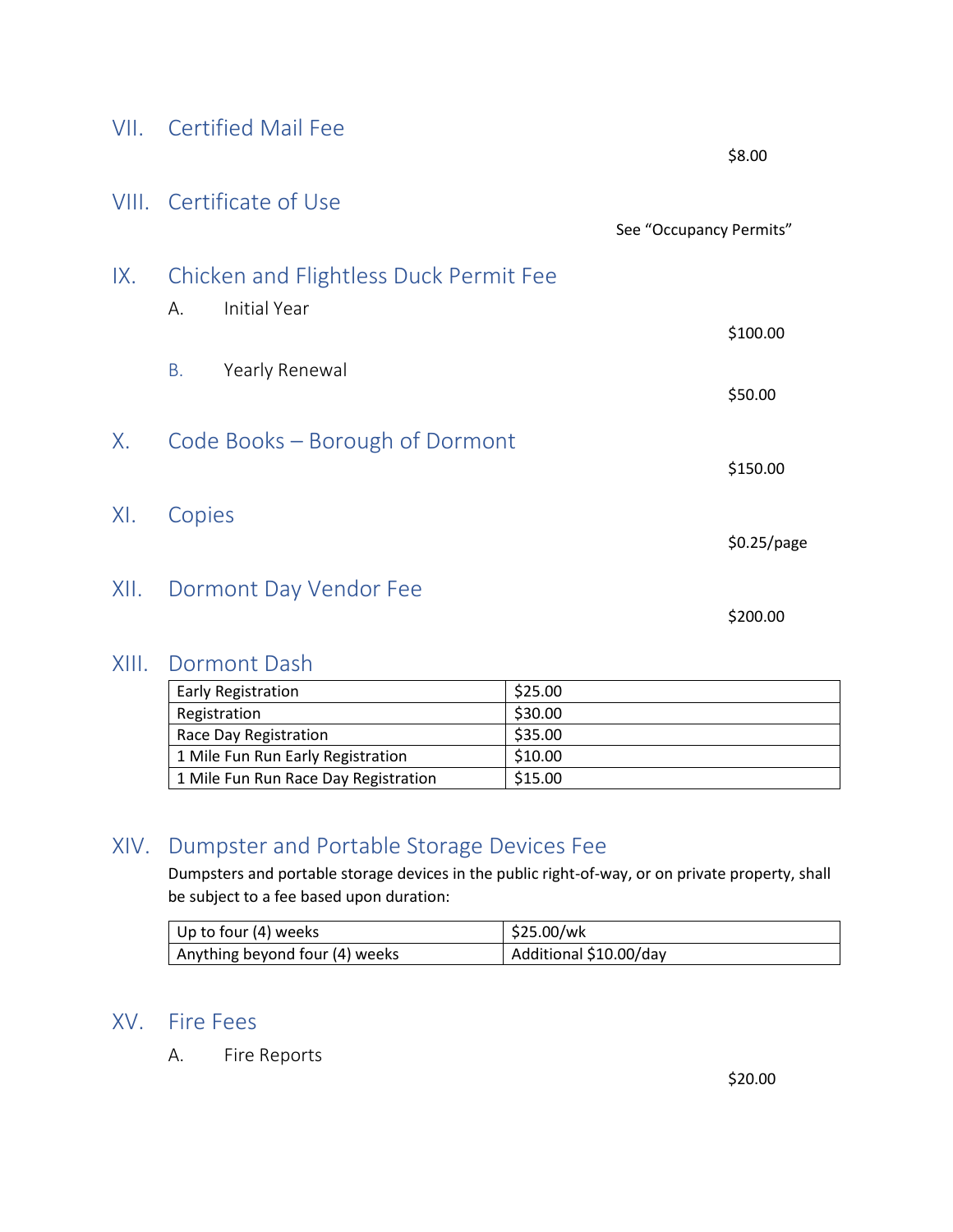## VII. Certified Mail Fee

$8.00

## VIII. Certificate of Use

See "Occupancy Permits"

## IX. Chicken and Flightless Duck Permit Fee

A. Initial Year

$100.00

B. Yearly Renewal

$50.00

## X. Code Books – Borough of Dormont

$150.00

## XI. Copies

$0.25/page

## XII. Dormont Day Vendor Fee

$200.00

## XIII. Dormont Dash

| | |
|---|---|
| Early Registration | $25.00 |
| Registration | $30.00 |
| Race Day Registration | $35.00 |
| 1 Mile Fun Run Early Registration | $10.00 |
| 1 Mile Fun Run Race Day Registration | $15.00 |

## XIV. Dumpster and Portable Storage Devices Fee

Dumpsters and portable storage devices in the public right-of-way, or on private property, shall be subject to a fee based upon duration:

| | |
|---|---|
| Up to four (4) weeks | $25.00/wk |
| Anything beyond four (4) weeks | Additional $10.00/day |

## XV. Fire Fees

A. Fire Reports

$20.00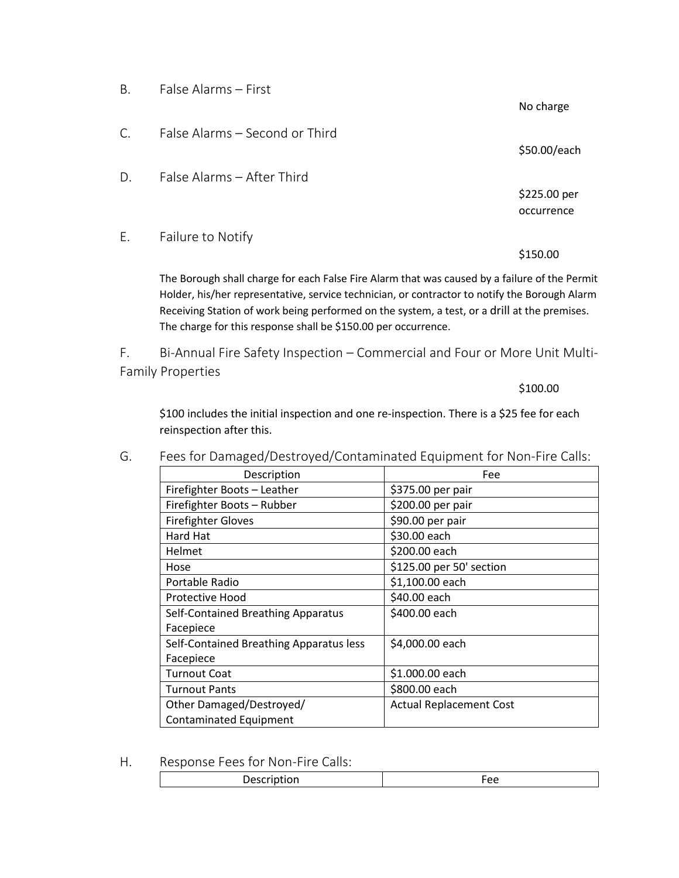B. False Alarms – First

No charge

C. False Alarms – Second or Third

$50.00/each

D. False Alarms – After Third

$225.00 per occurrence

E. Failure to Notify

$150.00

The Borough shall charge for each False Fire Alarm that was caused by a failure of the Permit Holder, his/her representative, service technician, or contractor to notify the Borough Alarm Receiving Station of work being performed on the system, a test, or a drill at the premises. The charge for this response shall be $150.00 per occurrence.

F. Bi-Annual Fire Safety Inspection – Commercial and Four or More Unit Multi-Family Properties

$100.00

$100 includes the initial inspection and one re-inspection. There is a $25 fee for each reinspection after this.

G. Fees for Damaged/Destroyed/Contaminated Equipment for Non-Fire Calls:

| Description | Fee |
| --- | --- |
| Firefighter Boots – Leather | $375.00 per pair |
| Firefighter Boots – Rubber | $200.00 per pair |
| Firefighter Gloves | $90.00 per pair |
| Hard Hat | $30.00 each |
| Helmet | $200.00 each |
| Hose | $125.00 per 50' section |
| Portable Radio | $1,100.00 each |
| Protective Hood | $40.00 each |
| Self-Contained Breathing Apparatus Facepiece | $400.00 each |
| Self-Contained Breathing Apparatus less Facepiece | $4,000.00 each |
| Turnout Coat | $1.000.00 each |
| Turnout Pants | $800.00 each |
| Other Damaged/Destroyed/ Contaminated Equipment | Actual Replacement Cost |

H. Response Fees for Non-Fire Calls:

| Description | Fee |
| --- | --- |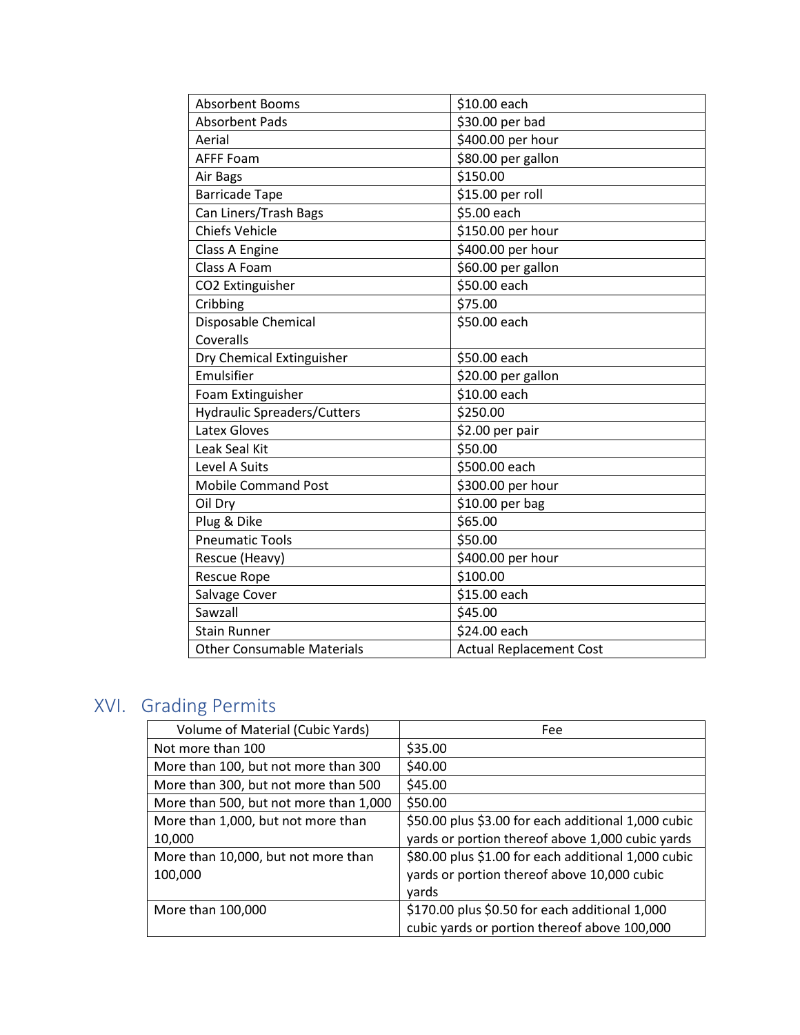| Absorbent Booms | $10.00 each |
|---|---|
| Absorbent Pads | $30.00 per bad |
| Aerial | $400.00 per hour |
| AFFF Foam | $80.00 per gallon |
| Air Bags | $150.00 |
| Barricade Tape | $15.00 per roll |
| Can Liners/Trash Bags | $5.00 each |
| Chiefs Vehicle | $150.00 per hour |
| Class A Engine | $400.00 per hour |
| Class A Foam | $60.00 per gallon |
| CO2 Extinguisher | $50.00 each |
| Cribbing | $75.00 |
| Disposable Chemical Coveralls | $50.00 each |
| Dry Chemical Extinguisher | $50.00 each |
| Emulsifier | $20.00 per gallon |
| Foam Extinguisher | $10.00 each |
| Hydraulic Spreaders/Cutters | $250.00 |
| Latex Gloves | $2.00 per pair |
| Leak Seal Kit | $50.00 |
| Level A Suits | $500.00 each |
| Mobile Command Post | $300.00 per hour |
| Oil Dry | $10.00 per bag |
| Plug & Dike | $65.00 |
| Pneumatic Tools | $50.00 |
| Rescue (Heavy) | $400.00 per hour |
| Rescue Rope | $100.00 |
| Salvage Cover | $15.00 each |
| Sawzall | $45.00 |
| Stain Runner | $24.00 each |
| Other Consumable Materials | Actual Replacement Cost |

## XVI. Grading Permits

| Volume of Material (Cubic Yards) | Fee |
|---|---|
| Not more than 100 | $35.00 |
| More than 100, but not more than 300 | $40.00 |
| More than 300, but not more than 500 | $45.00 |
| More than 500, but not more than 1,000 | $50.00 |
| More than 1,000, but not more than 10,000 | $50.00 plus $3.00 for each additional 1,000 cubic yards or portion thereof above 1,000 cubic yards |
| More than 10,000, but not more than 100,000 | $80.00 plus $1.00 for each additional 1,000 cubic yards or portion thereof above 10,000 cubic yards |
| More than 100,000 | $170.00 plus $0.50 for each additional 1,000 cubic yards or portion thereof above 100,000 |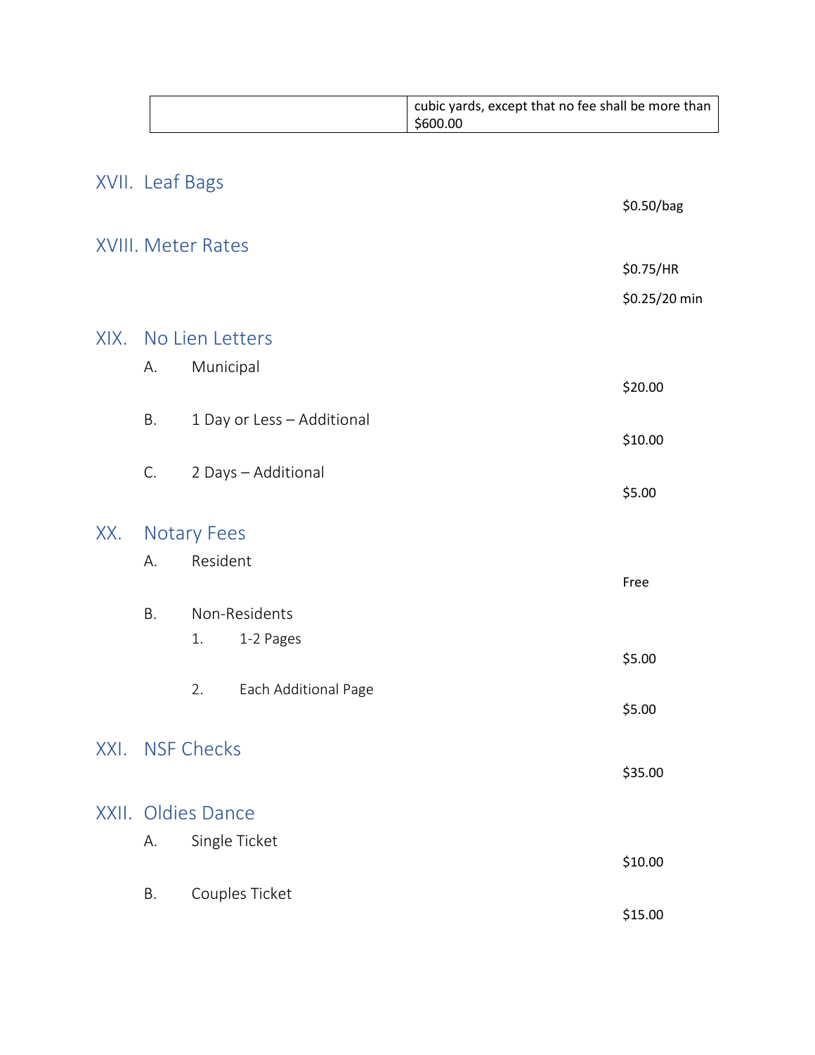| | |
|---|---|
| | cubic yards, except that no fee shall be more than $600.00 |

## XVII. Leaf Bags

$0.50/bag

## XVIII. Meter Rates

$0.75/HR

$0.25/20 min

## XIX. No Lien Letters

A. Municipal — $20.00

B. 1 Day or Less – Additional — $10.00

C. 2 Days – Additional — $5.00

## XX. Notary Fees

A. Resident — Free

B. Non-Residents

1. 1-2 Pages — $5.00
2. Each Additional Page — $5.00

## XXI. NSF Checks

$35.00

## XXII. Oldies Dance

A. Single Ticket — $10.00

B. Couples Ticket — $15.00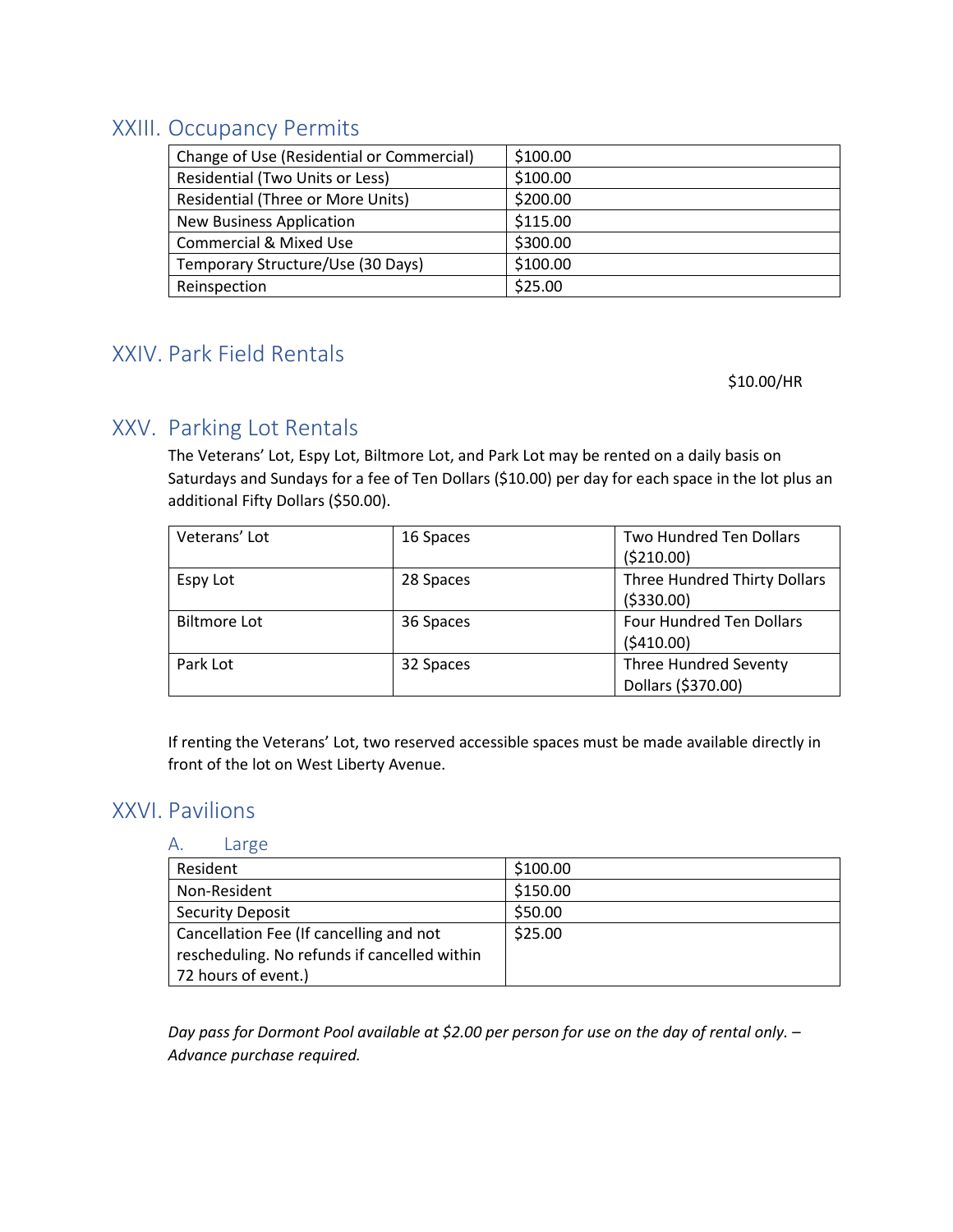## XXIII. Occupancy Permits

| Change of Use (Residential or Commercial) | $100.00 |
|---|---|
| Residential (Two Units or Less) | $100.00 |
| Residential (Three or More Units) | $200.00 |
| New Business Application | $115.00 |
| Commercial & Mixed Use | $300.00 |
| Temporary Structure/Use (30 Days) | $100.00 |
| Reinspection | $25.00 |

## XXIV. Park Field Rentals

$10.00/HR

## XXV. Parking Lot Rentals

The Veterans' Lot, Espy Lot, Biltmore Lot, and Park Lot may be rented on a daily basis on Saturdays and Sundays for a fee of Ten Dollars ($10.00) per day for each space in the lot plus an additional Fifty Dollars ($50.00).

| Veterans' Lot | 16 Spaces | Two Hundred Ten Dollars ($210.00) |
|---|---|---|
| Espy Lot | 28 Spaces | Three Hundred Thirty Dollars ($330.00) |
| Biltmore Lot | 36 Spaces | Four Hundred Ten Dollars ($410.00) |
| Park Lot | 32 Spaces | Three Hundred Seventy Dollars ($370.00) |

If renting the Veterans' Lot, two reserved accessible spaces must be made available directly in front of the lot on West Liberty Avenue.

## XXVI. Pavilions

### A. Large

| Resident | $100.00 |
|---|---|
| Non-Resident | $150.00 |
| Security Deposit | $50.00 |
| Cancellation Fee (If cancelling and not rescheduling. No refunds if cancelled within 72 hours of event.) | $25.00 |

*Day pass for Dormont Pool available at $2.00 per person for use on the day of rental only. – Advance purchase required.*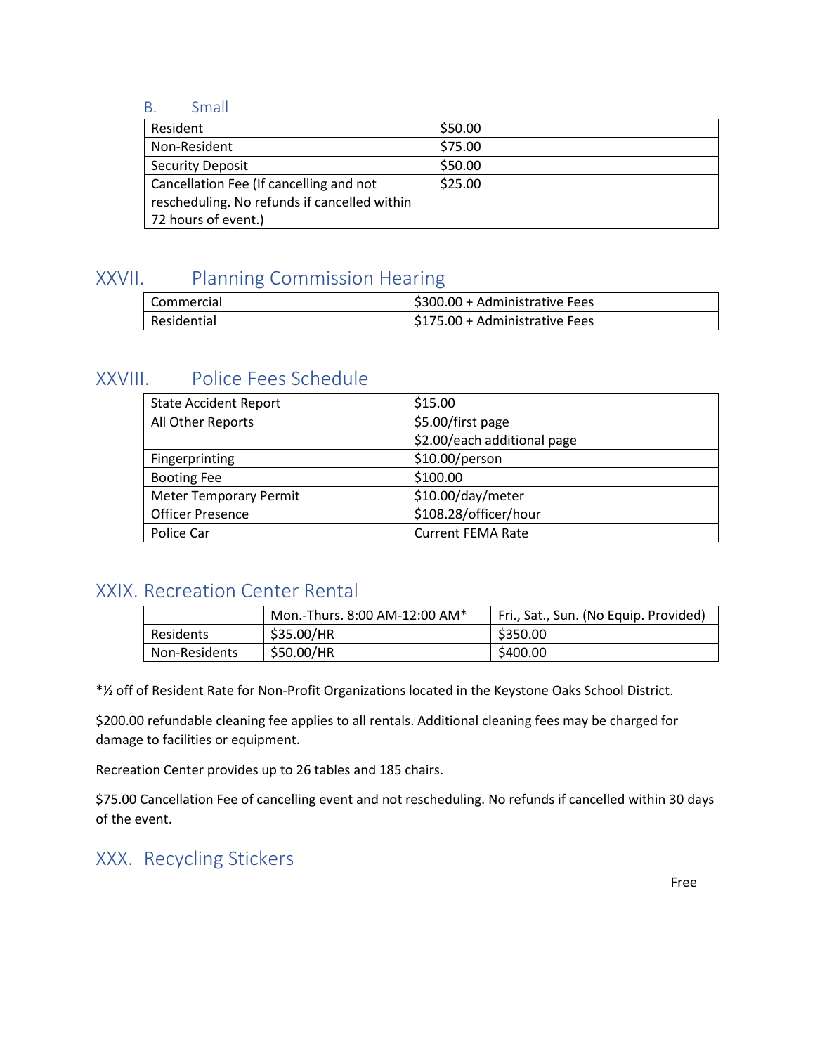### B. Small

| Resident | $50.00 |
|---|---|
| Non-Resident | $75.00 |
| Security Deposit | $50.00 |
| Cancellation Fee (If cancelling and not rescheduling. No refunds if cancelled within 72 hours of event.) | $25.00 |

## XXVII. Planning Commission Hearing

| Commercial | $300.00 + Administrative Fees |
|---|---|
| Residential | $175.00 + Administrative Fees |

## XXVIII. Police Fees Schedule

| State Accident Report | $15.00 |
|---|---|
| All Other Reports | $5.00/first page |
| | $2.00/each additional page |
| Fingerprinting | $10.00/person |
| Booting Fee | $100.00 |
| Meter Temporary Permit | $10.00/day/meter |
| Officer Presence | $108.28/officer/hour |
| Police Car | Current FEMA Rate |

## XXIX. Recreation Center Rental

| | Mon.-Thurs. 8:00 AM-12:00 AM* | Fri., Sat., Sun. (No Equip. Provided) |
|---|---|---|
| Residents | $35.00/HR | $350.00 |
| Non-Residents | $50.00/HR | $400.00 |

*½ off of Resident Rate for Non-Profit Organizations located in the Keystone Oaks School District.

$200.00 refundable cleaning fee applies to all rentals. Additional cleaning fees may be charged for damage to facilities or equipment.

Recreation Center provides up to 26 tables and 185 chairs.

$75.00 Cancellation Fee of cancelling event and not rescheduling. No refunds if cancelled within 30 days of the event.

## XXX. Recycling Stickers

Free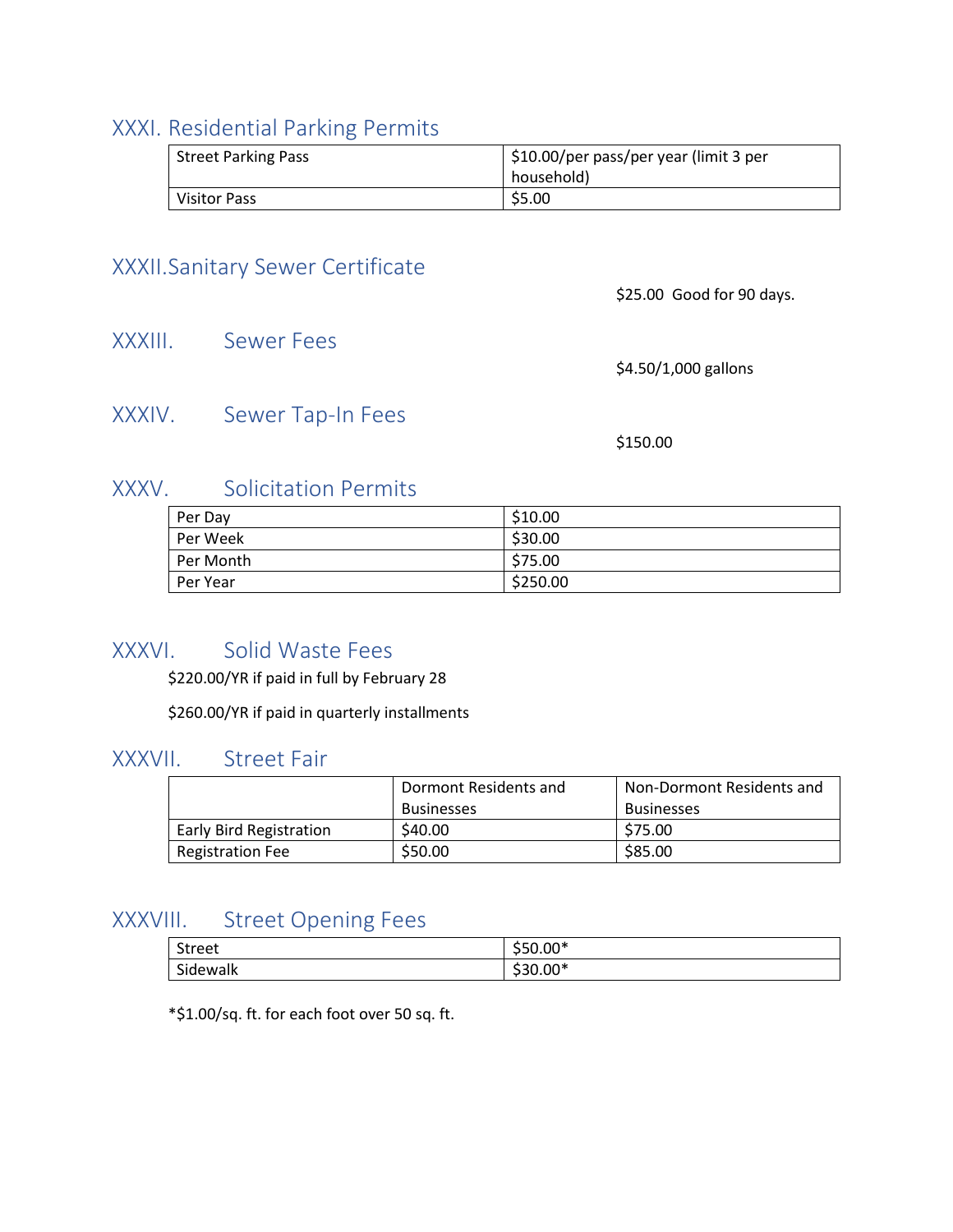## XXXI. Residential Parking Permits

| | |
|---|---|
| Street Parking Pass | $10.00/per pass/per year (limit 3 per household) |
| Visitor Pass | $5.00 |

## XXXII.Sanitary Sewer Certificate

$25.00 Good for 90 days.

## XXXIII. Sewer Fees

$4.50/1,000 gallons

## XXXIV. Sewer Tap-In Fees

$150.00

## XXXV. Solicitation Permits

| | |
|---|---|
| Per Day | $10.00 |
| Per Week | $30.00 |
| Per Month | $75.00 |
| Per Year | $250.00 |

## XXXVI. Solid Waste Fees

$220.00/YR if paid in full by February 28

$260.00/YR if paid in quarterly installments

## XXXVII. Street Fair

| | Dormont Residents and Businesses | Non-Dormont Residents and Businesses |
|---|---|---|
| Early Bird Registration | $40.00 | $75.00 |
| Registration Fee | $50.00 | $85.00 |

## XXXVIII. Street Opening Fees

| | |
|---|---|
| Street | $50.00* |
| Sidewalk | $30.00* |

*$1.00/sq. ft. for each foot over 50 sq. ft.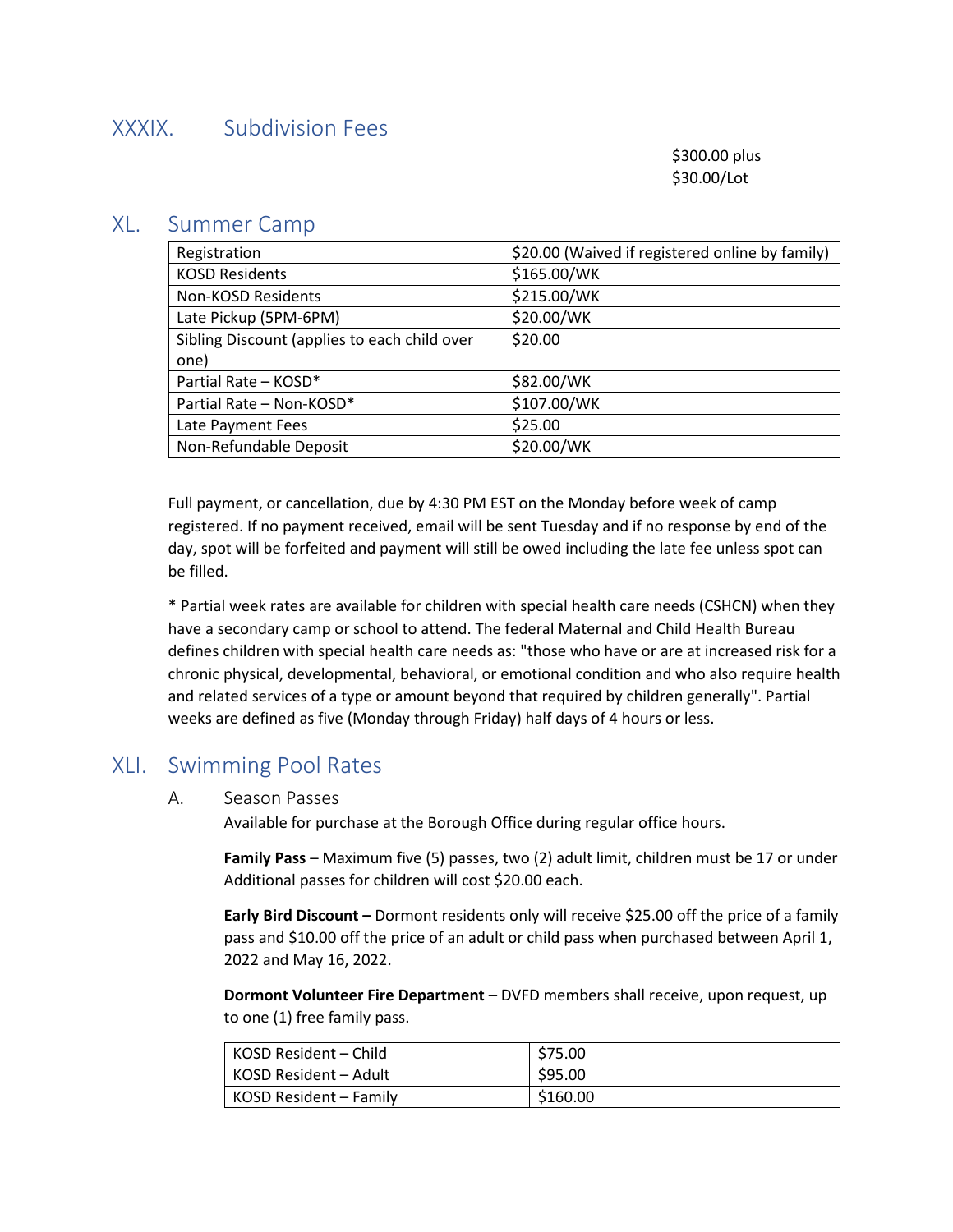## XXXIX. Subdivision Fees

$300.00 plus
$30.00/Lot

## XL. Summer Camp

| Registration | $20.00 (Waived if registered online by family) |
|---|---|
| KOSD Residents | $165.00/WK |
| Non-KOSD Residents | $215.00/WK |
| Late Pickup (5PM-6PM) | $20.00/WK |
| Sibling Discount (applies to each child over one) | $20.00 |
| Partial Rate – KOSD* | $82.00/WK |
| Partial Rate – Non-KOSD* | $107.00/WK |
| Late Payment Fees | $25.00 |
| Non-Refundable Deposit | $20.00/WK |

Full payment, or cancellation, due by 4:30 PM EST on the Monday before week of camp registered. If no payment received, email will be sent Tuesday and if no response by end of the day, spot will be forfeited and payment will still be owed including the late fee unless spot can be filled.

* Partial week rates are available for children with special health care needs (CSHCN) when they have a secondary camp or school to attend. The federal Maternal and Child Health Bureau defines children with special health care needs as: "those who have or are at increased risk for a chronic physical, developmental, behavioral, or emotional condition and who also require health and related services of a type or amount beyond that required by children generally". Partial weeks are defined as five (Monday through Friday) half days of 4 hours or less.

## XLI. Swimming Pool Rates

### A. Season Passes

Available for purchase at the Borough Office during regular office hours.

**Family Pass** – Maximum five (5) passes, two (2) adult limit, children must be 17 or under Additional passes for children will cost $20.00 each.

**Early Bird Discount –** Dormont residents only will receive $25.00 off the price of a family pass and $10.00 off the price of an adult or child pass when purchased between April 1, 2022 and May 16, 2022.

**Dormont Volunteer Fire Department** – DVFD members shall receive, upon request, up to one (1) free family pass.

| KOSD Resident – Child | $75.00 |
|---|---|
| KOSD Resident – Adult | $95.00 |
| KOSD Resident – Family | $160.00 |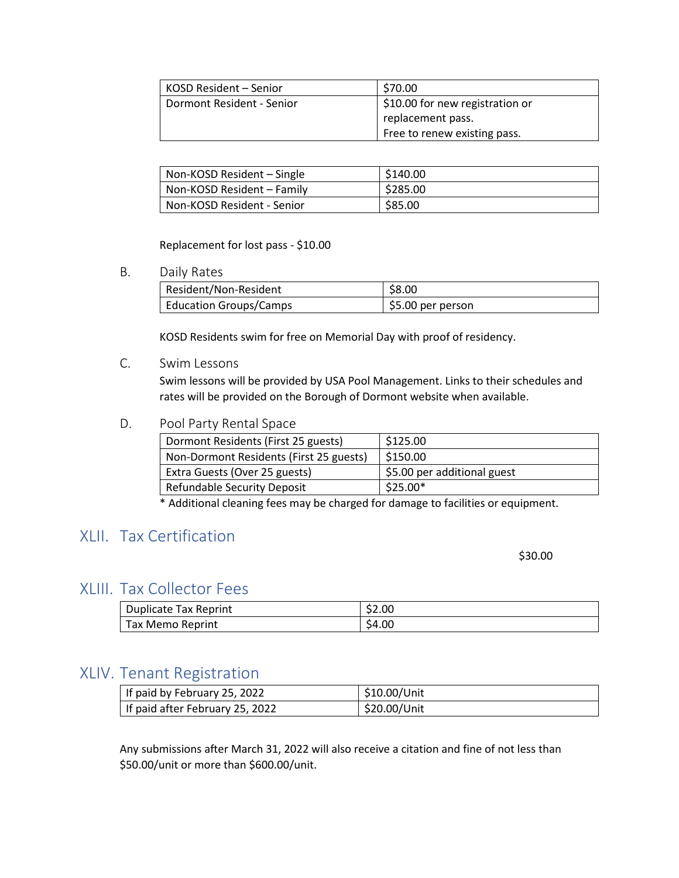| KOSD Resident – Senior | $70.00 |
|---|---|
| Dormont Resident - Senior | $10.00 for new registration or replacement pass. Free to renew existing pass. |

| Non-KOSD Resident – Single | $140.00 |
|---|---|
| Non-KOSD Resident – Family | $285.00 |
| Non-KOSD Resident - Senior | $85.00 |

Replacement for lost pass - $10.00

B. Daily Rates

| Resident/Non-Resident | $8.00 |
|---|---|
| Education Groups/Camps | $5.00 per person |

KOSD Residents swim for free on Memorial Day with proof of residency.

C. Swim Lessons

Swim lessons will be provided by USA Pool Management. Links to their schedules and rates will be provided on the Borough of Dormont website when available.

D. Pool Party Rental Space

| Dormont Residents (First 25 guests) | $125.00 |
|---|---|
| Non-Dormont Residents (First 25 guests) | $150.00 |
| Extra Guests (Over 25 guests) | $5.00 per additional guest |
| Refundable Security Deposit | $25.00* |

* Additional cleaning fees may be charged for damage to facilities or equipment.

## XLII. Tax Certification

$30.00

## XLIII. Tax Collector Fees

| Duplicate Tax Reprint | $2.00 |
|---|---|
| Tax Memo Reprint | $4.00 |

## XLIV. Tenant Registration

| If paid by February 25, 2022 | $10.00/Unit |
|---|---|
| If paid after February 25, 2022 | $20.00/Unit |

Any submissions after March 31, 2022 will also receive a citation and fine of not less than $50.00/unit or more than $600.00/unit.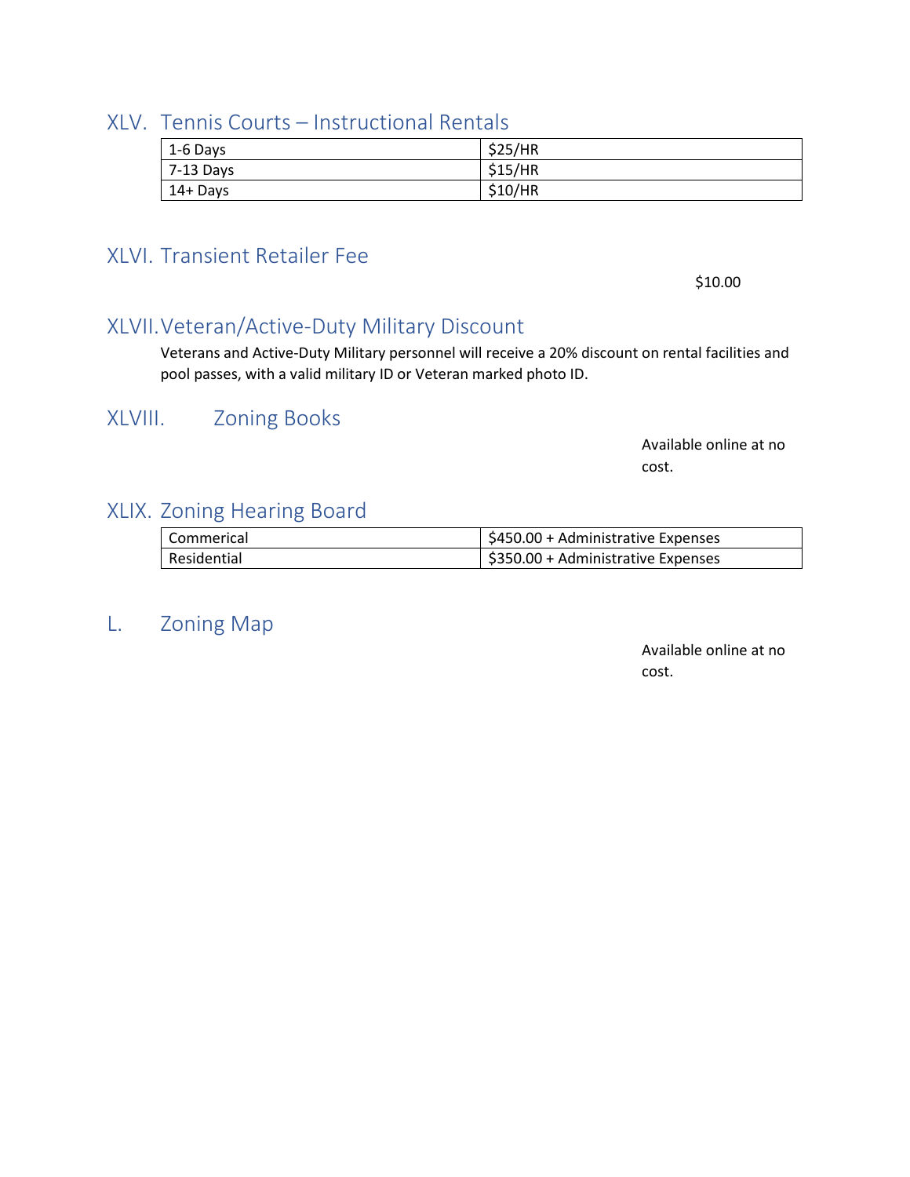## XLV. Tennis Courts – Instructional Rentals

| | |
|---|---|
| 1-6 Days | $25/HR |
| 7-13 Days | $15/HR |
| 14+ Days | $10/HR |

## XLVI. Transient Retailer Fee

$10.00

## XLVII. Veteran/Active-Duty Military Discount

Veterans and Active-Duty Military personnel will receive a 20% discount on rental facilities and pool passes, with a valid military ID or Veteran marked photo ID.

## XLVIII. Zoning Books

Available online at no cost.

## XLIX. Zoning Hearing Board

| | |
|---|---|
| Commerical | $450.00 + Administrative Expenses |
| Residential | $350.00 + Administrative Expenses |

## L. Zoning Map

Available online at no cost.